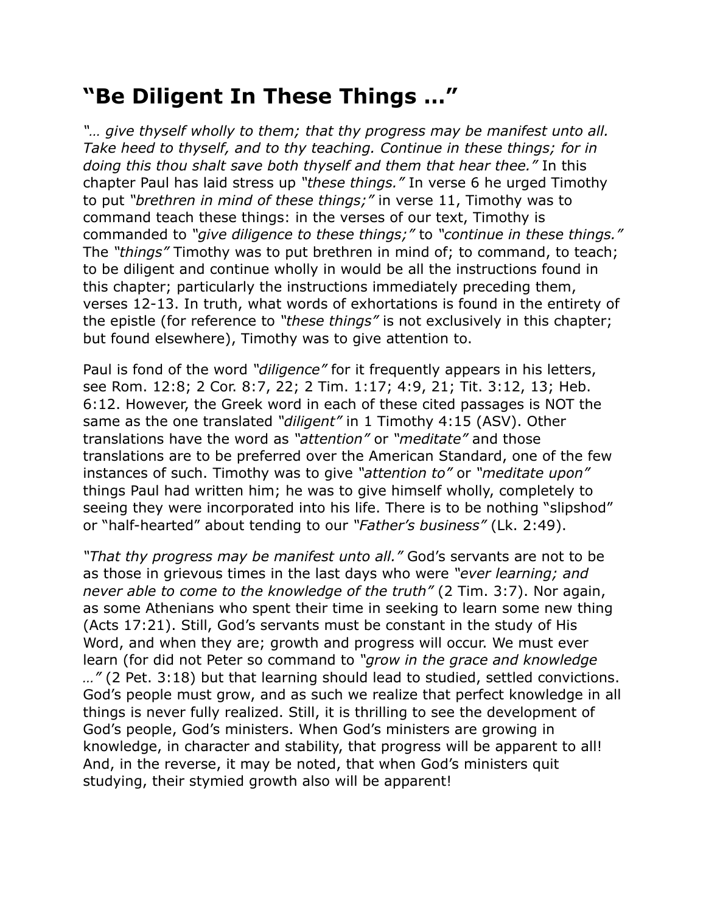# "Be Diligent In These Things …"

*"… give thyself wholly to them; that thy progress may be manifest unto all. Take heed to thyself, and to thy teaching. Continue in these things; for in doing this thou shalt save both thyself and them that hear thee."* In this chapter Paul has laid stress up *"these things."* In verse 6 he urged Timothy to put *"brethren in mind of these things;"* in verse 11, Timothy was to command teach these things: in the verses of our text, Timothy is commanded to *"give diligence to these things;"* to *"continue in these things."* The *"things"* Timothy was to put brethren in mind of; to command, to teach; to be diligent and continue wholly in would be all the instructions found in this chapter; particularly the instructions immediately preceding them, verses 12-13. In truth, what words of exhortations is found in the entirety of the epistle (for reference to *"these things"* is not exclusively in this chapter; but found elsewhere), Timothy was to give attention to.

Paul is fond of the word *"diligence"* for it frequently appears in his letters, see Rom. 12:8; 2 Cor. 8:7, 22; 2 Tim. 1:17; 4:9, 21; Tit. 3:12, 13; Heb. 6:12. However, the Greek word in each of these cited passages is NOT the same as the one translated *"diligent"* in 1 Timothy 4:15 (ASV). Other translations have the word as *"attention"* or *"meditate"* and those translations are to be preferred over the American Standard, one of the few instances of such. Timothy was to give *"attention to"* or *"meditate upon"* things Paul had written him; he was to give himself wholly, completely to seeing they were incorporated into his life. There is to be nothing "slipshod" or "half-hearted" about tending to our *"Father's business"* (Lk. 2:49).

*"That thy progress may be manifest unto all."* God's servants are not to be as those in grievous times in the last days who were *"ever learning; and never able to come to the knowledge of the truth"* (2 Tim. 3:7). Nor again, as some Athenians who spent their time in seeking to learn some new thing (Acts 17:21). Still, God's servants must be constant in the study of His Word, and when they are; growth and progress will occur. We must ever learn (for did not Peter so command to *"grow in the grace and knowledge …"* (2 Pet. 3:18) but that learning should lead to studied, settled convictions. God's people must grow, and as such we realize that perfect knowledge in all things is never fully realized. Still, it is thrilling to see the development of God's people, God's ministers. When God's ministers are growing in knowledge, in character and stability, that progress will be apparent to all! And, in the reverse, it may be noted, that when God's ministers quit studying, their stymied growth also will be apparent!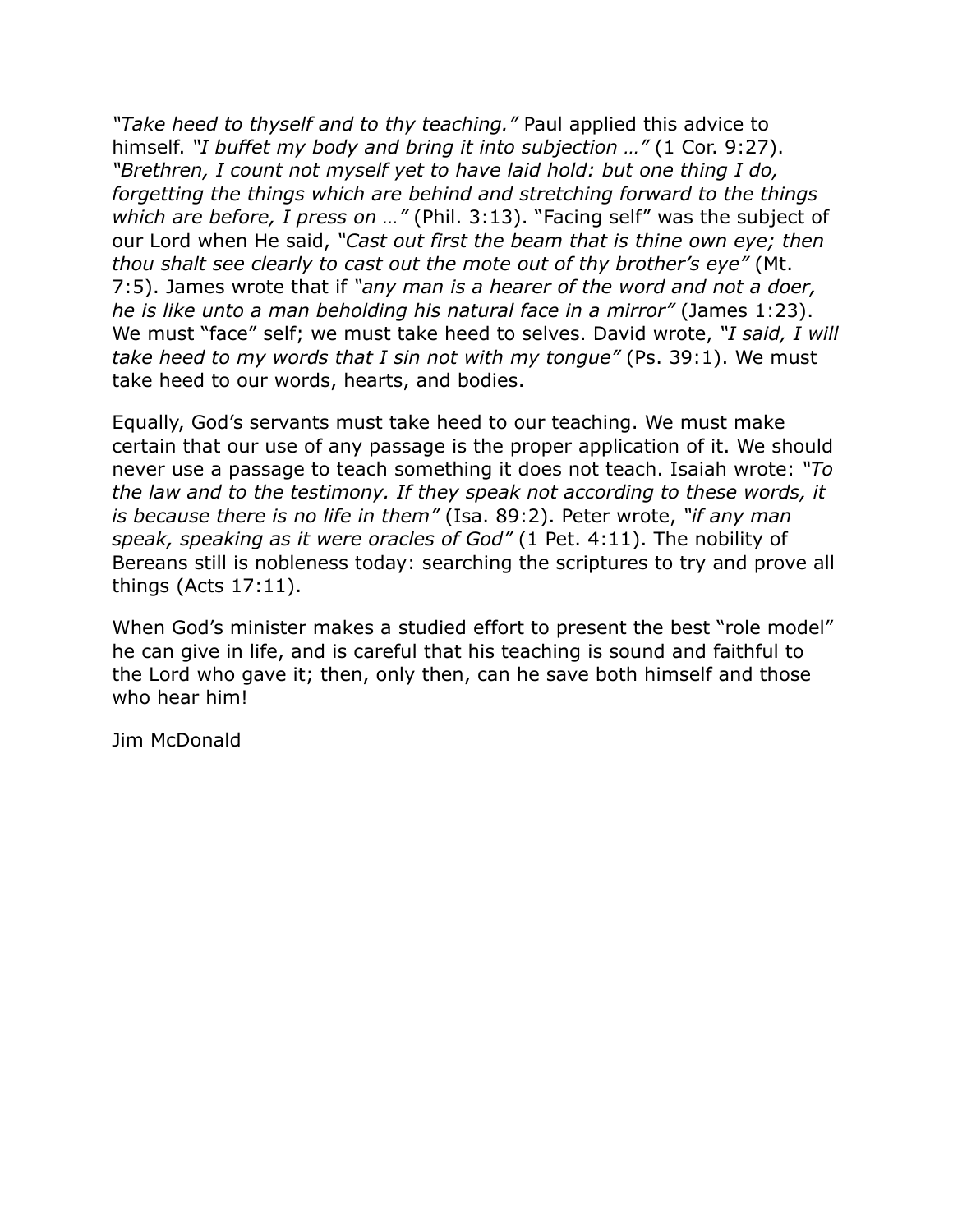*"Take heed to thyself and to thy teaching."* Paul applied this advice to himself. *"I buffet my body and bring it into subjection …"* (1 Cor. 9:27). *"Brethren, I count not myself yet to have laid hold: but one thing I do, forgetting the things which are behind and stretching forward to the things which are before, I press on …"* (Phil. 3:13). "Facing self" was the subject of our Lord when He said, *"Cast out first the beam that is thine own eye; then thou shalt see clearly to cast out the mote out of thy brother's eye"* (Mt. 7:5). James wrote that if *"any man is a hearer of the word and not a doer, he is like unto a man beholding his natural face in a mirror"* (James 1:23). We must "face" self; we must take heed to selves. David wrote, *"I said, I will take heed to my words that I sin not with my tongue"* (Ps. 39:1). We must take heed to our words, hearts, and bodies.

Equally, God's servants must take heed to our teaching. We must make certain that our use of any passage is the proper application of it. We should never use a passage to teach something it does not teach. Isaiah wrote: *"To the law and to the testimony. If they speak not according to these words, it is because there is no life in them"* (Isa. 89:2). Peter wrote, *"if any man speak, speaking as it were oracles of God"* (1 Pet. 4:11). The nobility of Bereans still is nobleness today: searching the scriptures to try and prove all things (Acts 17:11).

When God's minister makes a studied effort to present the best "role model" he can give in life, and is careful that his teaching is sound and faithful to the Lord who gave it; then, only then, can he save both himself and those who hear him!

Jim McDonald